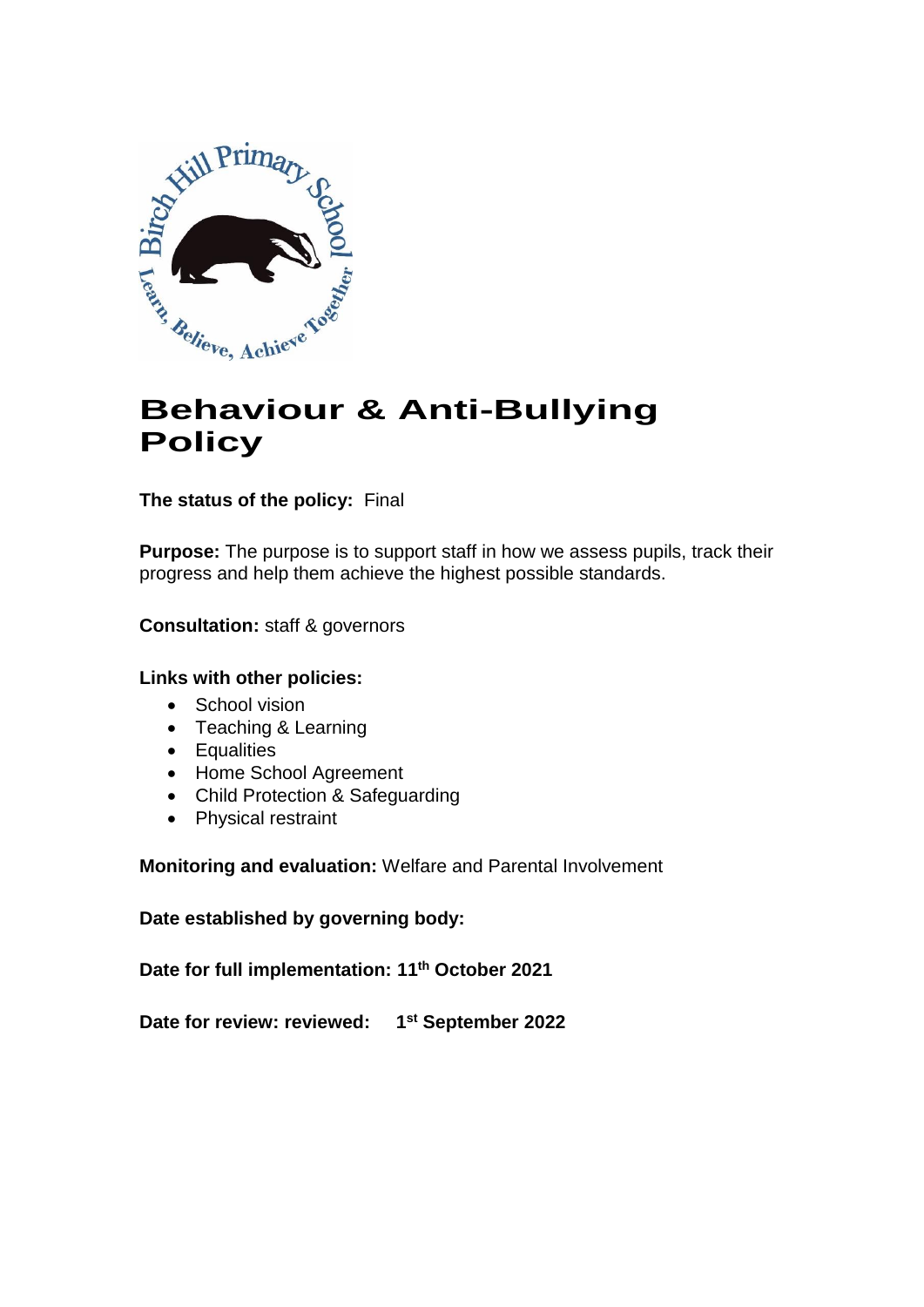# Behaviour & Anti-Bullying Policy

**The status of the policy:** Final

**Purpose:** The purpose is to support staff in how we assess pupils, track their progress and help them achieve the highest possible standards.

**Consultation:** staff & governors

**Links with other policies:**

- School vision
- Teaching & Learning
- Equalities
- Home School Agreement
- Child Protection & Safeguarding
- Physical restraint

**Monitoring and evaluation:** Welfare and Parental Involvement

**Date established by governing body:**

**Date for full implementation: 11th October 2021**

**Date for review: reviewed: 1st September 2022**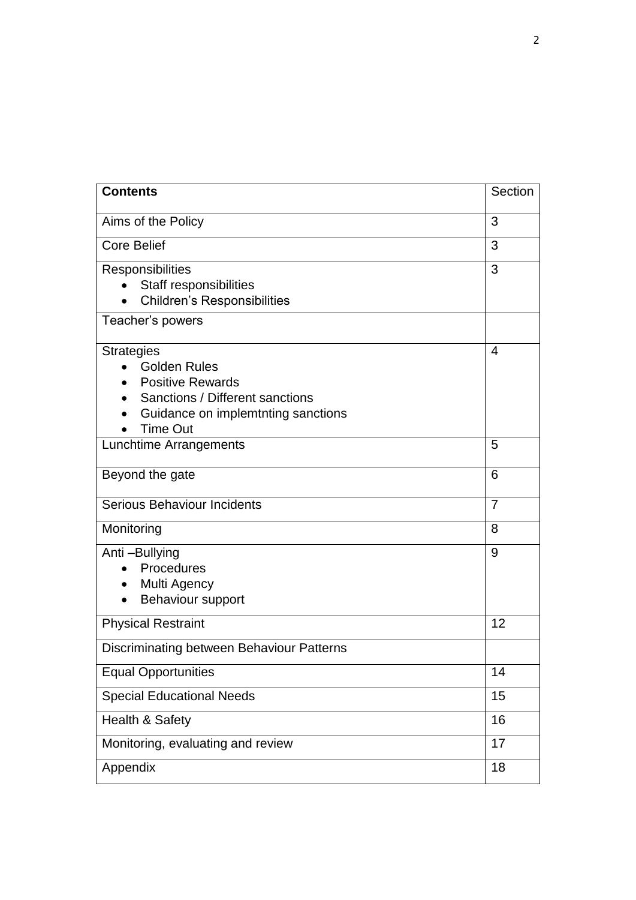| **Contents** | Section |
|---|---|
| Aims of the Policy | 3 |
| Core Belief | 3 |
| Responsibilities<br>• Staff responsibilities<br>• Children's Responsibilities | 3 |
| Teacher's powers | |
| Strategies<br>• Golden Rules<br>• Positive Rewards<br>• Sanctions / Different sanctions<br>• Guidance on implemtnting sanctions<br>• Time Out | 4 |
| Lunchtime Arrangements | 5 |
| Beyond the gate | 6 |
| Serious Behaviour Incidents | 7 |
| Monitoring | 8 |
| Anti –Bullying<br>• Procedures<br>• Multi Agency<br>• Behaviour support | 9 |
| Physical Restraint | 12 |
| Discriminating between Behaviour Patterns | |
| Equal Opportunities | 14 |
| Special Educational Needs | 15 |
| Health & Safety | 16 |
| Monitoring, evaluating and review | 17 |
| Appendix | 18 |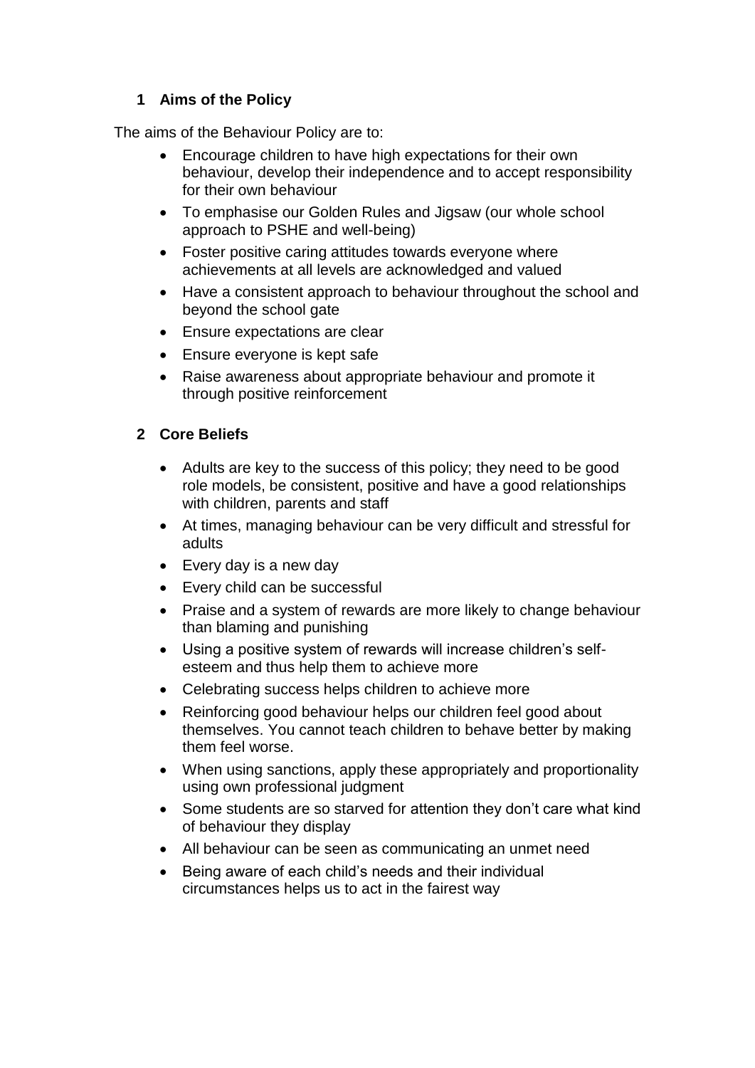## 1 Aims of the Policy

The aims of the Behaviour Policy are to:

- Encourage children to have high expectations for their own behaviour, develop their independence and to accept responsibility for their own behaviour
- To emphasise our Golden Rules and Jigsaw (our whole school approach to PSHE and well-being)
- Foster positive caring attitudes towards everyone where achievements at all levels are acknowledged and valued
- Have a consistent approach to behaviour throughout the school and beyond the school gate
- Ensure expectations are clear
- Ensure everyone is kept safe
- Raise awareness about appropriate behaviour and promote it through positive reinforcement

## 2 Core Beliefs

- Adults are key to the success of this policy; they need to be good role models, be consistent, positive and have a good relationships with children, parents and staff
- At times, managing behaviour can be very difficult and stressful for adults
- Every day is a new day
- Every child can be successful
- Praise and a system of rewards are more likely to change behaviour than blaming and punishing
- Using a positive system of rewards will increase children's self-esteem and thus help them to achieve more
- Celebrating success helps children to achieve more
- Reinforcing good behaviour helps our children feel good about themselves. You cannot teach children to behave better by making them feel worse.
- When using sanctions, apply these appropriately and proportionality using own professional judgment
- Some students are so starved for attention they don't care what kind of behaviour they display
- All behaviour can be seen as communicating an unmet need
- Being aware of each child's needs and their individual circumstances helps us to act in the fairest way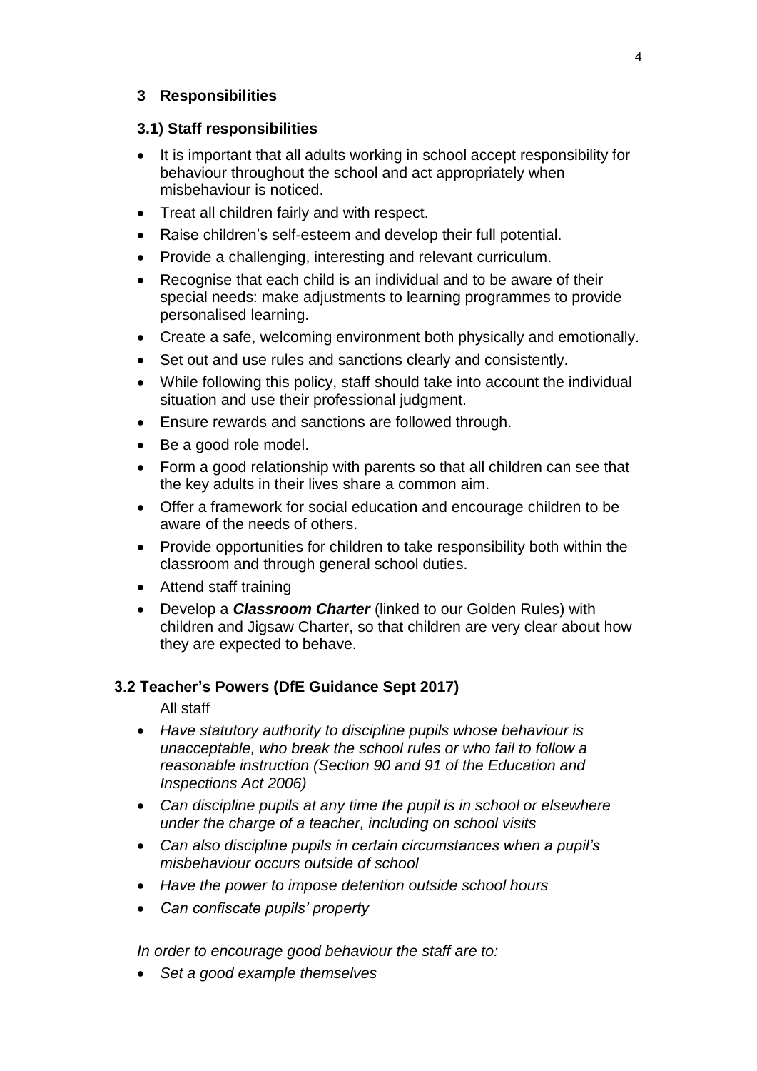## 3 Responsibilities

### 3.1) Staff responsibilities

- It is important that all adults working in school accept responsibility for behaviour throughout the school and act appropriately when misbehaviour is noticed.
- Treat all children fairly and with respect.
- Raise children's self-esteem and develop their full potential.
- Provide a challenging, interesting and relevant curriculum.
- Recognise that each child is an individual and to be aware of their special needs: make adjustments to learning programmes to provide personalised learning.
- Create a safe, welcoming environment both physically and emotionally.
- Set out and use rules and sanctions clearly and consistently.
- While following this policy, staff should take into account the individual situation and use their professional judgment.
- Ensure rewards and sanctions are followed through.
- Be a good role model.
- Form a good relationship with parents so that all children can see that the key adults in their lives share a common aim.
- Offer a framework for social education and encourage children to be aware of the needs of others.
- Provide opportunities for children to take responsibility both within the classroom and through general school duties.
- Attend staff training
- Develop a ***Classroom Charter*** (linked to our Golden Rules) with children and Jigsaw Charter, so that children are very clear about how they are expected to behave.

### 3.2 Teacher's Powers (DfE Guidance Sept 2017)

All staff

- *Have statutory authority to discipline pupils whose behaviour is unacceptable, who break the school rules or who fail to follow a reasonable instruction (Section 90 and 91 of the Education and Inspections Act 2006)*
- *Can discipline pupils at any time the pupil is in school or elsewhere under the charge of a teacher, including on school visits*
- *Can also discipline pupils in certain circumstances when a pupil's misbehaviour occurs outside of school*
- *Have the power to impose detention outside school hours*
- *Can confiscate pupils' property*

*In order to encourage good behaviour the staff are to:*

- *Set a good example themselves*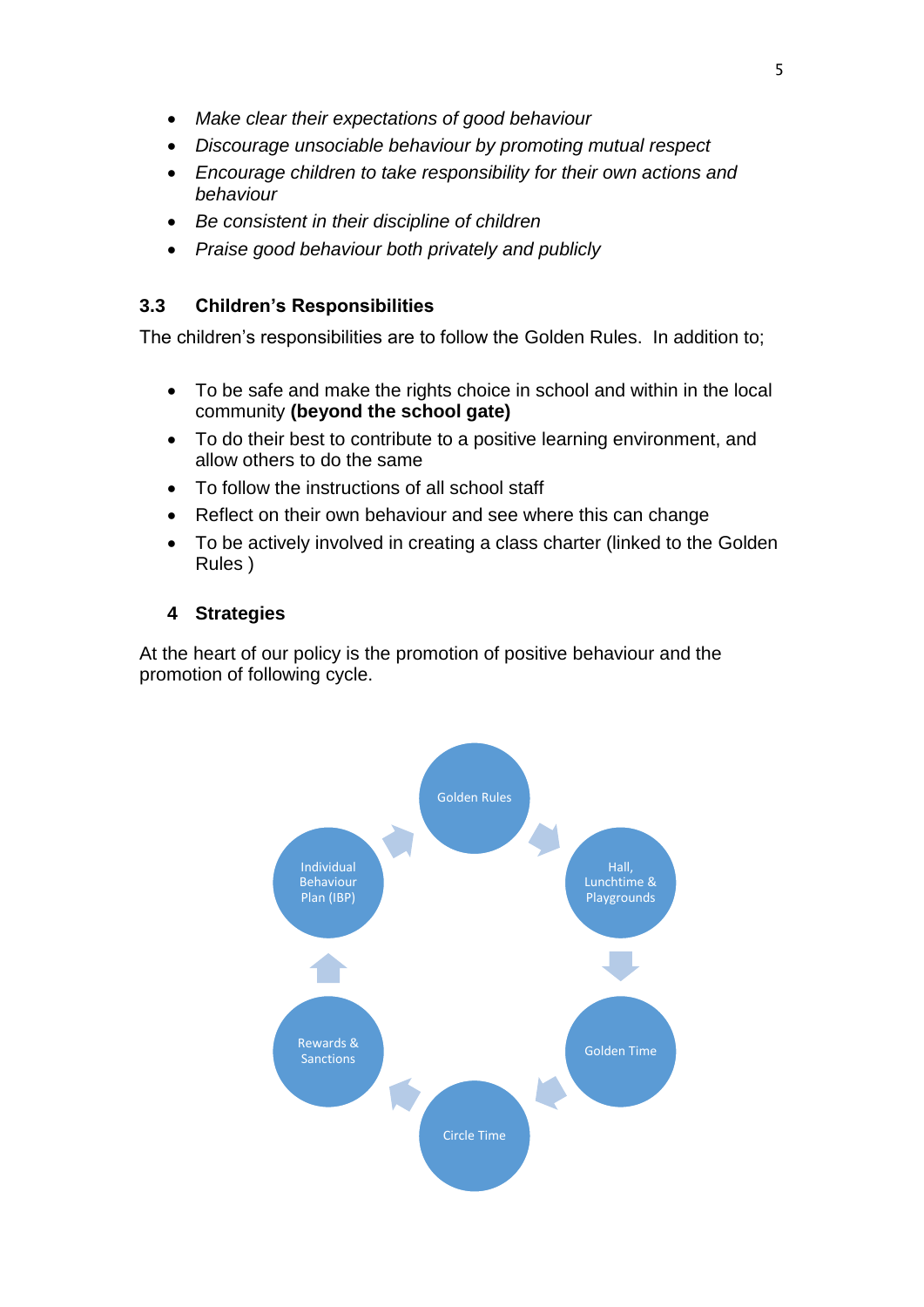- *Make clear their expectations of good behaviour*
- *Discourage unsociable behaviour by promoting mutual respect*
- *Encourage children to take responsibility for their own actions and behaviour*
- *Be consistent in their discipline of children*
- *Praise good behaviour both privately and publicly*

### 3.3 Children's Responsibilities

The children's responsibilities are to follow the Golden Rules. In addition to;

- To be safe and make the rights choice in school and within in the local community **(beyond the school gate)**
- To do their best to contribute to a positive learning environment, and allow others to do the same
- To follow the instructions of all school staff
- Reflect on their own behaviour and see where this can change
- To be actively involved in creating a class charter (linked to the Golden Rules )

## 4 Strategies

At the heart of our policy is the promotion of positive behaviour and the promotion of following cycle.

- Golden Rules
- Hall, Lunchtime & Playgrounds
- Golden Time
- Circle Time
- Rewards & Sanctions
- Individual Behaviour Plan (IBP)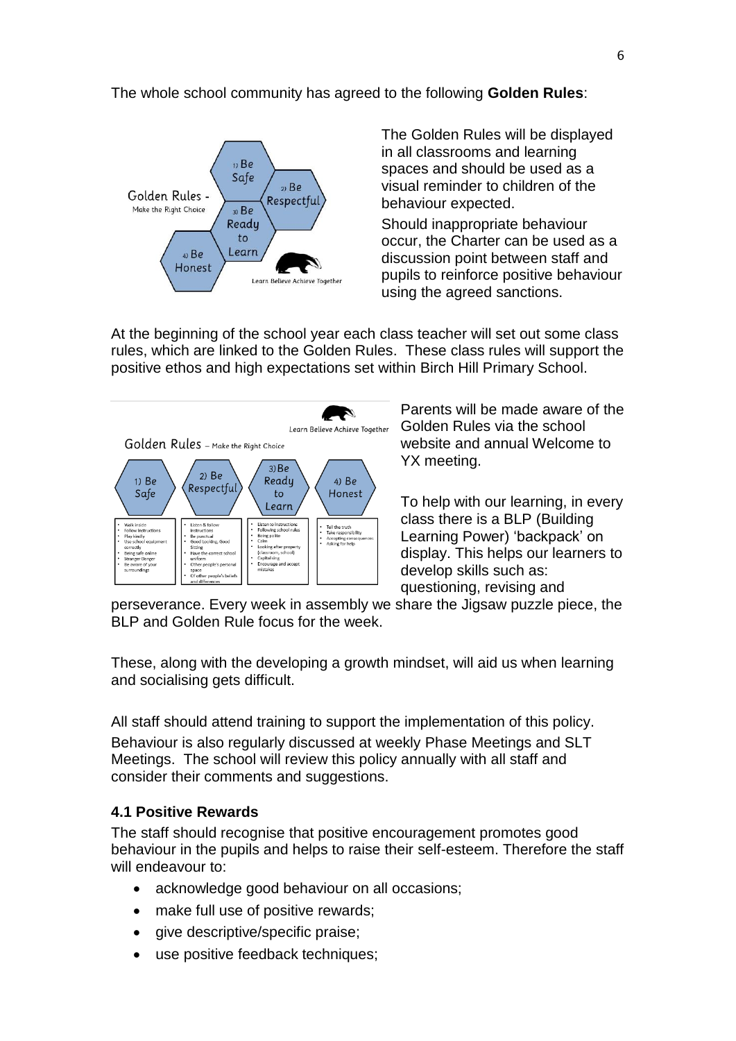The whole school community has agreed to the following **Golden Rules**:

The Golden Rules will be displayed in all classrooms and learning spaces and should be used as a visual reminder to children of the behaviour expected.

Should inappropriate behaviour occur, the Charter can be used as a discussion point between staff and pupils to reinforce positive behaviour using the agreed sanctions.

At the beginning of the school year each class teacher will set out some class rules, which are linked to the Golden Rules. These class rules will support the positive ethos and high expectations set within Birch Hill Primary School.

Parents will be made aware of the Golden Rules via the school website and annual Welcome to YX meeting.

To help with our learning, in every class there is a BLP (Building Learning Power) 'backpack' on display. This helps our learners to develop skills such as: questioning, revising and perseverance. Every week in assembly we share the Jigsaw puzzle piece, the BLP and Golden Rule focus for the week.

These, along with the developing a growth mindset, will aid us when learning and socialising gets difficult.

All staff should attend training to support the implementation of this policy. Behaviour is also regularly discussed at weekly Phase Meetings and SLT Meetings. The school will review this policy annually with all staff and consider their comments and suggestions.

### 4.1 Positive Rewards

The staff should recognise that positive encouragement promotes good behaviour in the pupils and helps to raise their self-esteem. Therefore the staff will endeavour to:

- acknowledge good behaviour on all occasions;
- make full use of positive rewards;
- give descriptive/specific praise;
- use positive feedback techniques;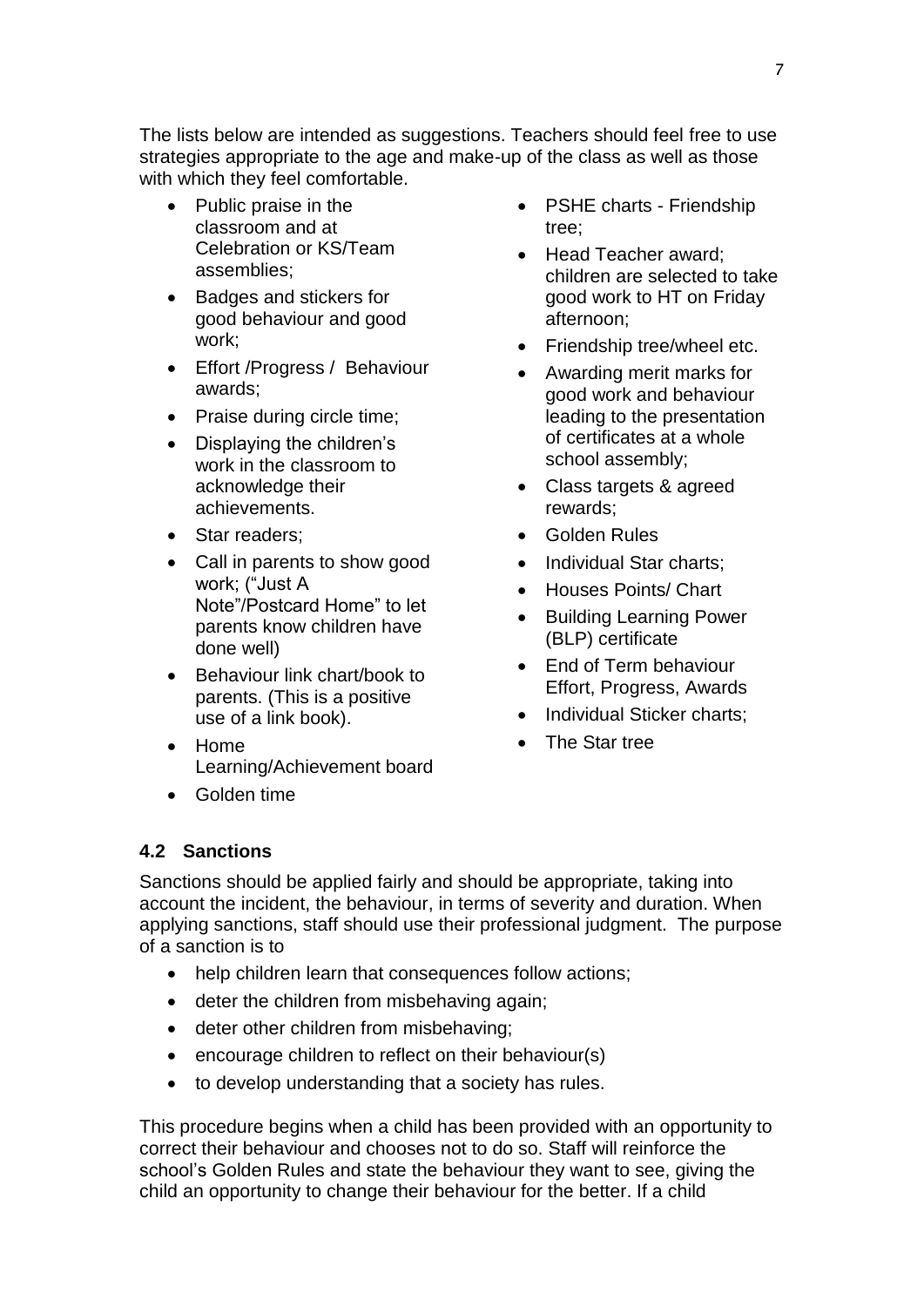The lists below are intended as suggestions. Teachers should feel free to use strategies appropriate to the age and make-up of the class as well as those with which they feel comfortable.

- Public praise in the classroom and at Celebration or KS/Team assemblies;
- Badges and stickers for good behaviour and good work;
- Effort /Progress / Behaviour awards;
- Praise during circle time;
- Displaying the children's work in the classroom to acknowledge their achievements.
- Star readers;
- Call in parents to show good work; ("Just A Note"/Postcard Home" to let parents know children have done well)
- Behaviour link chart/book to parents. (This is a positive use of a link book).
- Home Learning/Achievement board
- Golden time
- PSHE charts - Friendship tree;
- Head Teacher award; children are selected to take good work to HT on Friday afternoon;
- Friendship tree/wheel etc.
- Awarding merit marks for good work and behaviour leading to the presentation of certificates at a whole school assembly;
- Class targets & agreed rewards;
- Golden Rules
- Individual Star charts;
- Houses Points/ Chart
- Building Learning Power (BLP) certificate
- End of Term behaviour Effort, Progress, Awards
- Individual Sticker charts;
- The Star tree

### 4.2 Sanctions

Sanctions should be applied fairly and should be appropriate, taking into account the incident, the behaviour, in terms of severity and duration. When applying sanctions, staff should use their professional judgment. The purpose of a sanction is to

- help children learn that consequences follow actions;
- deter the children from misbehaving again;
- deter other children from misbehaving;
- encourage children to reflect on their behaviour(s)
- to develop understanding that a society has rules.

This procedure begins when a child has been provided with an opportunity to correct their behaviour and chooses not to do so. Staff will reinforce the school's Golden Rules and state the behaviour they want to see, giving the child an opportunity to change their behaviour for the better. If a child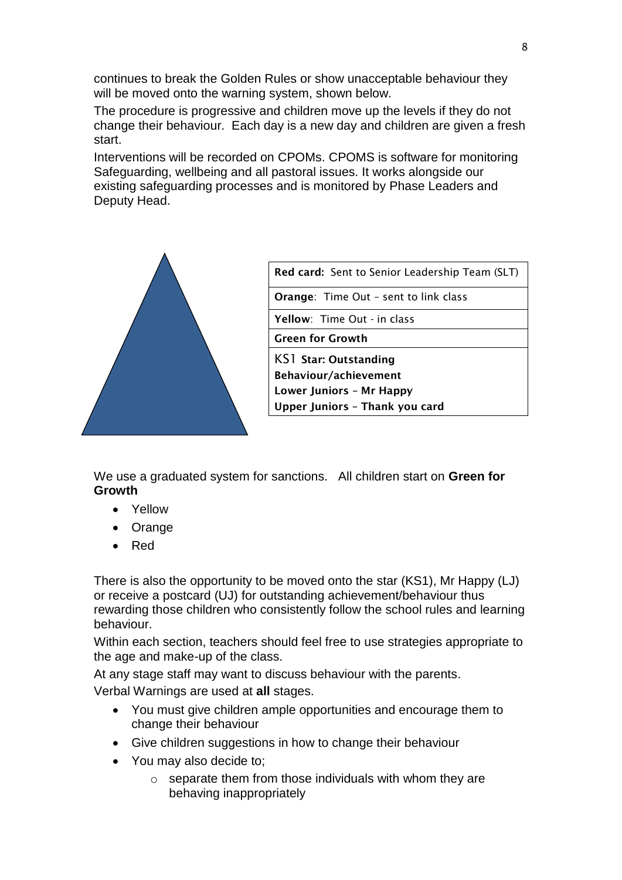continues to break the Golden Rules or show unacceptable behaviour they will be moved onto the warning system, shown below.

The procedure is progressive and children move up the levels if they do not change their behaviour. Each day is a new day and children are given a fresh start.

Interventions will be recorded on CPOMs. CPOMS is software for monitoring Safeguarding, wellbeing and all pastoral issues. It works alongside our existing safeguarding processes and is monitored by Phase Leaders and Deputy Head.

| **Red card:** Sent to Senior Leadership Team (SLT) |
|---|
| **Orange**: Time Out – sent to link class |
| **Yellow**: Time Out - in class |
| **Green for Growth** |
| KS1 **Star: Outstanding Behaviour/achievement**<br>**Lower Juniors – Mr Happy**<br>**Upper Juniors – Thank you card** |

We use a graduated system for sanctions. All children start on **Green for Growth**

- Yellow
- Orange
- Red

There is also the opportunity to be moved onto the star (KS1), Mr Happy (LJ) or receive a postcard (UJ) for outstanding achievement/behaviour thus rewarding those children who consistently follow the school rules and learning behaviour.

Within each section, teachers should feel free to use strategies appropriate to the age and make-up of the class.

At any stage staff may want to discuss behaviour with the parents.

Verbal Warnings are used at **all** stages.

- You must give children ample opportunities and encourage them to change their behaviour
- Give children suggestions in how to change their behaviour
- You may also decide to;
  - separate them from those individuals with whom they are behaving inappropriately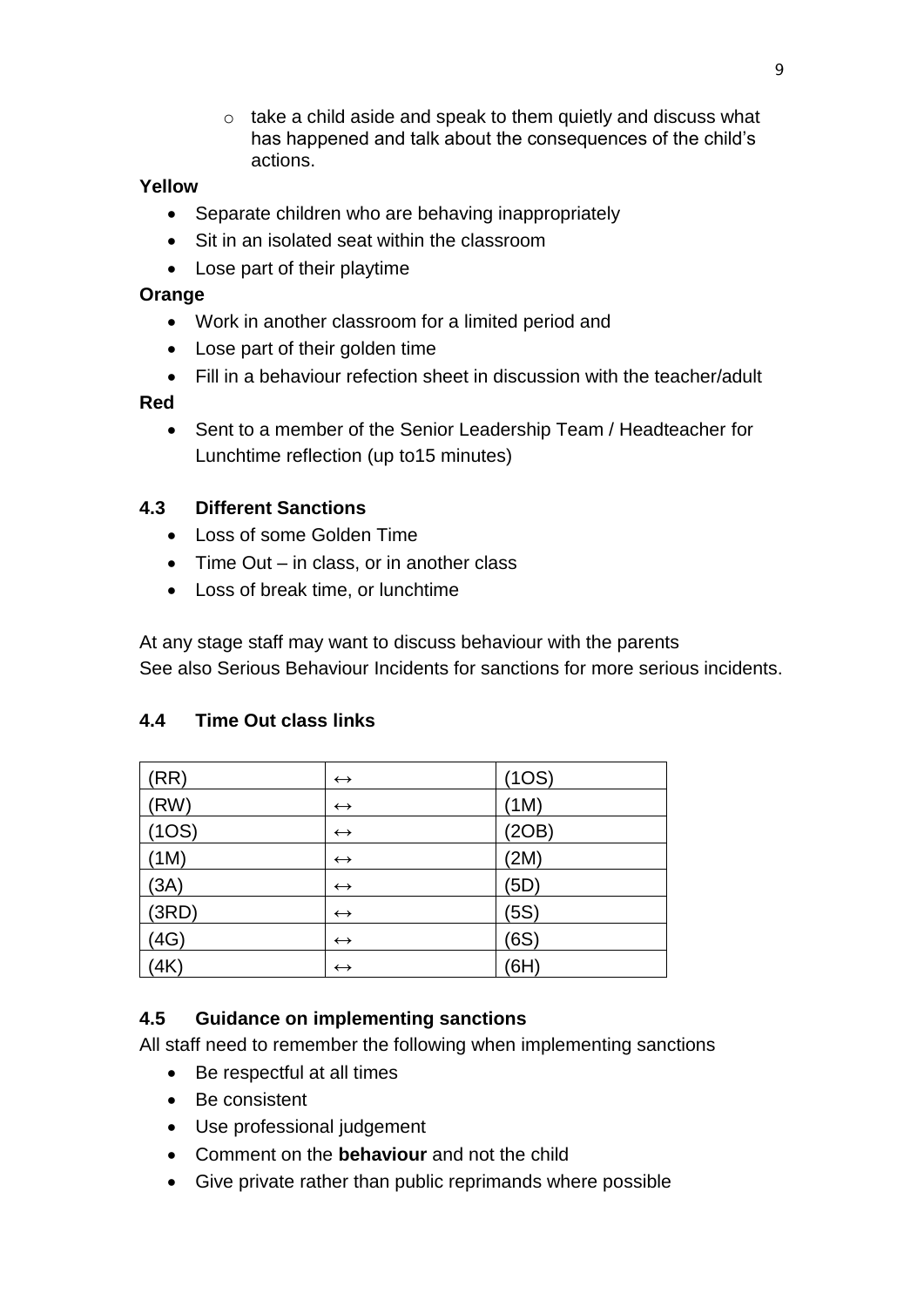- take a child aside and speak to them quietly and discuss what has happened and talk about the consequences of the child's actions.

**Yellow**

- Separate children who are behaving inappropriately
- Sit in an isolated seat within the classroom
- Lose part of their playtime

**Orange**

- Work in another classroom for a limited period and
- Lose part of their golden time
- Fill in a behaviour refection sheet in discussion with the teacher/adult

**Red**

- Sent to a member of the Senior Leadership Team / Headteacher for Lunchtime reflection (up to15 minutes)

### 4.3 Different Sanctions

- Loss of some Golden Time
- Time Out – in class, or in another class
- Loss of break time, or lunchtime

At any stage staff may want to discuss behaviour with the parents
See also Serious Behaviour Incidents for sanctions for more serious incidents.

### 4.4 Time Out class links

| (RR) | ↔ | (1OS) |
|---|---|---|
| (RW) | ↔ | (1M) |
| (1OS) | ↔ | (2OB) |
| (1M) | ↔ | (2M) |
| (3A) | ↔ | (5D) |
| (3RD) | ↔ | (5S) |
| (4G) | ↔ | (6S) |
| (4K) | ↔ | (6H) |

### 4.5 Guidance on implementing sanctions

All staff need to remember the following when implementing sanctions

- Be respectful at all times
- Be consistent
- Use professional judgement
- Comment on the **behaviour** and not the child
- Give private rather than public reprimands where possible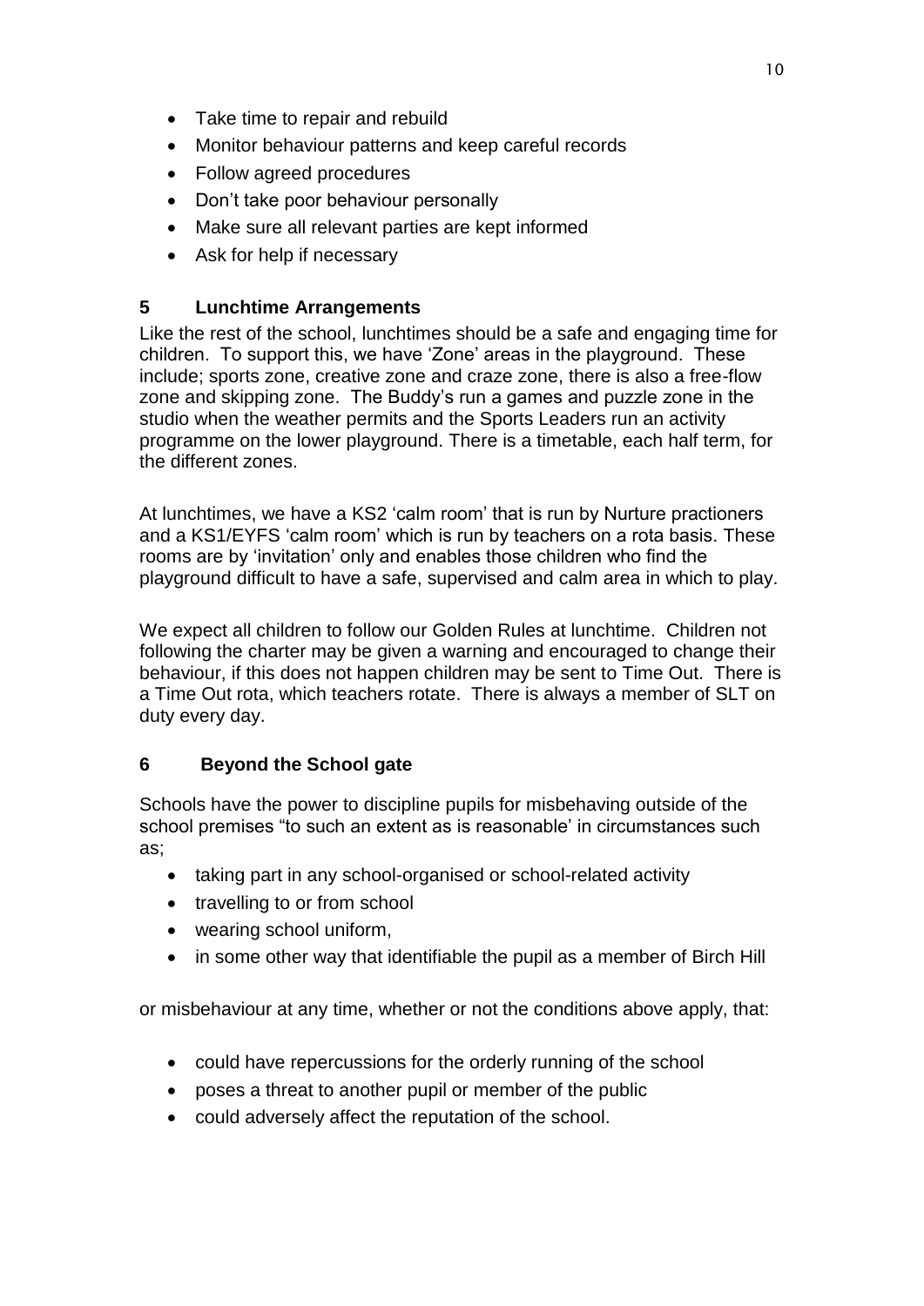- Take time to repair and rebuild
- Monitor behaviour patterns and keep careful records
- Follow agreed procedures
- Don't take poor behaviour personally
- Make sure all relevant parties are kept informed
- Ask for help if necessary

## 5 Lunchtime Arrangements

Like the rest of the school, lunchtimes should be a safe and engaging time for children. To support this, we have 'Zone' areas in the playground. These include; sports zone, creative zone and craze zone, there is also a free-flow zone and skipping zone. The Buddy's run a games and puzzle zone in the studio when the weather permits and the Sports Leaders run an activity programme on the lower playground. There is a timetable, each half term, for the different zones.

At lunchtimes, we have a KS2 'calm room' that is run by Nurture practioners and a KS1/EYFS 'calm room' which is run by teachers on a rota basis. These rooms are by 'invitation' only and enables those children who find the playground difficult to have a safe, supervised and calm area in which to play.

We expect all children to follow our Golden Rules at lunchtime. Children not following the charter may be given a warning and encouraged to change their behaviour, if this does not happen children may be sent to Time Out. There is a Time Out rota, which teachers rotate. There is always a member of SLT on duty every day.

## 6 Beyond the School gate

Schools have the power to discipline pupils for misbehaving outside of the school premises "to such an extent as is reasonable' in circumstances such as;

- taking part in any school-organised or school-related activity
- travelling to or from school
- wearing school uniform,
- in some other way that identifiable the pupil as a member of Birch Hill

or misbehaviour at any time, whether or not the conditions above apply, that:

- could have repercussions for the orderly running of the school
- poses a threat to another pupil or member of the public
- could adversely affect the reputation of the school.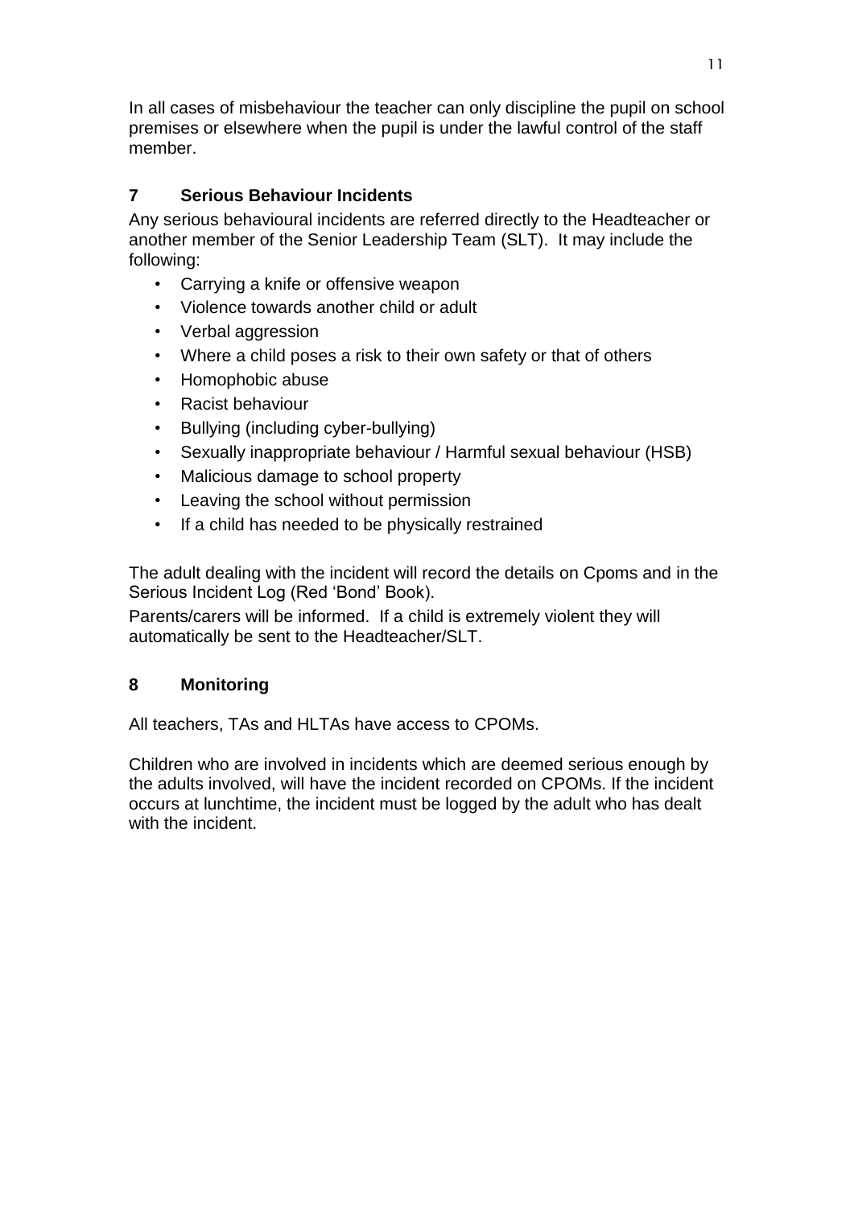In all cases of misbehaviour the teacher can only discipline the pupil on school premises or elsewhere when the pupil is under the lawful control of the staff member.

## 7 Serious Behaviour Incidents

Any serious behavioural incidents are referred directly to the Headteacher or another member of the Senior Leadership Team (SLT). It may include the following:

- Carrying a knife or offensive weapon
- Violence towards another child or adult
- Verbal aggression
- Where a child poses a risk to their own safety or that of others
- Homophobic abuse
- Racist behaviour
- Bullying (including cyber-bullying)
- Sexually inappropriate behaviour / Harmful sexual behaviour (HSB)
- Malicious damage to school property
- Leaving the school without permission
- If a child has needed to be physically restrained

The adult dealing with the incident will record the details on Cpoms and in the Serious Incident Log (Red 'Bond' Book).

Parents/carers will be informed. If a child is extremely violent they will automatically be sent to the Headteacher/SLT.

## 8 Monitoring

All teachers, TAs and HLTAs have access to CPOMs.

Children who are involved in incidents which are deemed serious enough by the adults involved, will have the incident recorded on CPOMs. If the incident occurs at lunchtime, the incident must be logged by the adult who has dealt with the incident.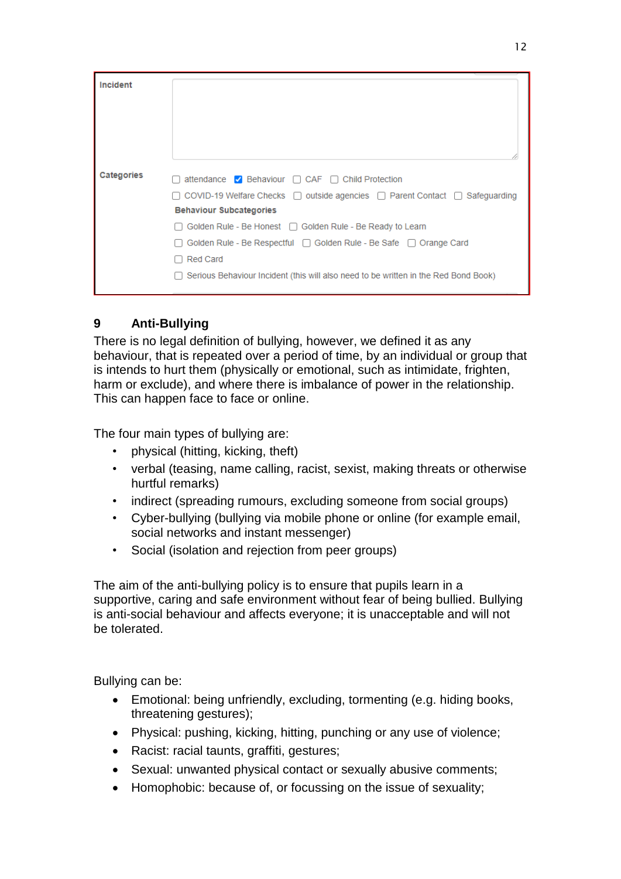| Incident | |
|---|---|
| Categories | ☐ attendance ☑ Behaviour ☐ CAF ☐ Child Protection<br>☐ COVID-19 Welfare Checks ☐ outside agencies ☐ Parent Contact ☐ Safeguarding<br>**Behaviour Subcategories**<br>☐ Golden Rule - Be Honest ☐ Golden Rule - Be Ready to Learn<br>☐ Golden Rule - Be Respectful ☐ Golden Rule - Be Safe ☐ Orange Card<br>☐ Red Card<br>☐ Serious Behaviour Incident (this will also need to be written in the Red Bond Book) |

## 9 Anti-Bullying

There is no legal definition of bullying, however, we defined it as any behaviour, that is repeated over a period of time, by an individual or group that is intends to hurt them (physically or emotional, such as intimidate, frighten, harm or exclude), and where there is imbalance of power in the relationship. This can happen face to face or online.

The four main types of bullying are:

- physical (hitting, kicking, theft)
- verbal (teasing, name calling, racist, sexist, making threats or otherwise hurtful remarks)
- indirect (spreading rumours, excluding someone from social groups)
- Cyber-bullying (bullying via mobile phone or online (for example email, social networks and instant messenger)
- Social (isolation and rejection from peer groups)

The aim of the anti-bullying policy is to ensure that pupils learn in a supportive, caring and safe environment without fear of being bullied. Bullying is anti-social behaviour and affects everyone; it is unacceptable and will not be tolerated.

Bullying can be:

- Emotional: being unfriendly, excluding, tormenting (e.g. hiding books, threatening gestures);
- Physical: pushing, kicking, hitting, punching or any use of violence;
- Racist: racial taunts, graffiti, gestures;
- Sexual: unwanted physical contact or sexually abusive comments;
- Homophobic: because of, or focussing on the issue of sexuality;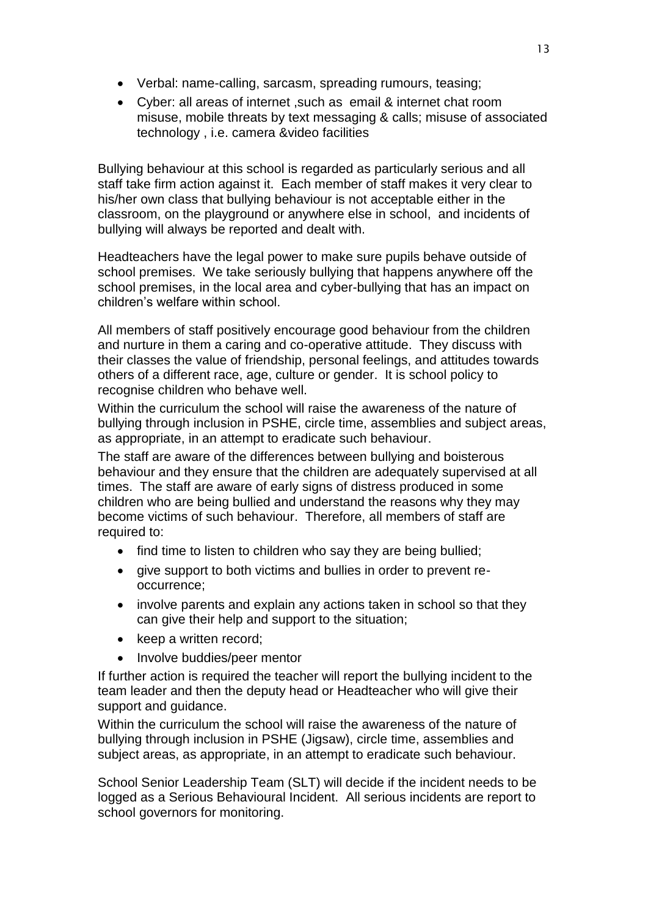- Verbal: name-calling, sarcasm, spreading rumours, teasing;
- Cyber: all areas of internet ,such as email & internet chat room misuse, mobile threats by text messaging & calls; misuse of associated technology , i.e. camera &video facilities

Bullying behaviour at this school is regarded as particularly serious and all staff take firm action against it. Each member of staff makes it very clear to his/her own class that bullying behaviour is not acceptable either in the classroom, on the playground or anywhere else in school, and incidents of bullying will always be reported and dealt with.

Headteachers have the legal power to make sure pupils behave outside of school premises. We take seriously bullying that happens anywhere off the school premises, in the local area and cyber-bullying that has an impact on children's welfare within school.

All members of staff positively encourage good behaviour from the children and nurture in them a caring and co-operative attitude. They discuss with their classes the value of friendship, personal feelings, and attitudes towards others of a different race, age, culture or gender. It is school policy to recognise children who behave well.

Within the curriculum the school will raise the awareness of the nature of bullying through inclusion in PSHE, circle time, assemblies and subject areas, as appropriate, in an attempt to eradicate such behaviour.

The staff are aware of the differences between bullying and boisterous behaviour and they ensure that the children are adequately supervised at all times. The staff are aware of early signs of distress produced in some children who are being bullied and understand the reasons why they may become victims of such behaviour. Therefore, all members of staff are required to:

- find time to listen to children who say they are being bullied;
- give support to both victims and bullies in order to prevent re-occurrence;
- involve parents and explain any actions taken in school so that they can give their help and support to the situation;
- keep a written record;
- Involve buddies/peer mentor

If further action is required the teacher will report the bullying incident to the team leader and then the deputy head or Headteacher who will give their support and guidance.

Within the curriculum the school will raise the awareness of the nature of bullying through inclusion in PSHE (Jigsaw), circle time, assemblies and subject areas, as appropriate, in an attempt to eradicate such behaviour.

School Senior Leadership Team (SLT) will decide if the incident needs to be logged as a Serious Behavioural Incident. All serious incidents are report to school governors for monitoring.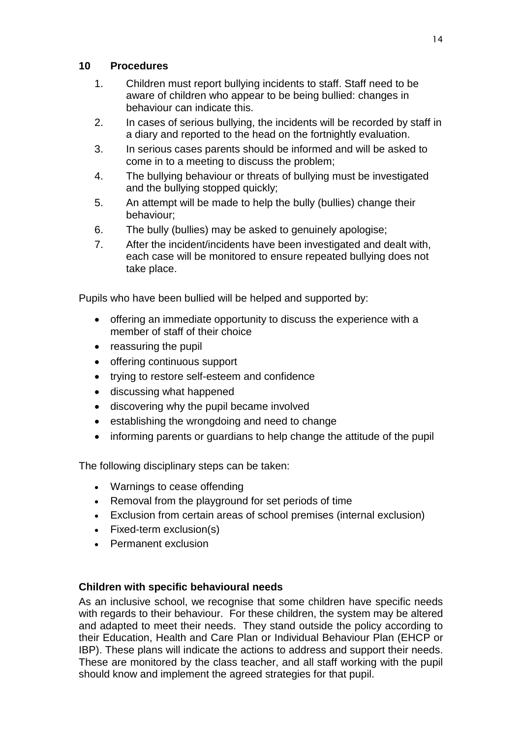## 10 Procedures

1. Children must report bullying incidents to staff. Staff need to be aware of children who appear to be being bullied: changes in behaviour can indicate this.
2. In cases of serious bullying, the incidents will be recorded by staff in a diary and reported to the head on the fortnightly evaluation.
3. In serious cases parents should be informed and will be asked to come in to a meeting to discuss the problem;
4. The bullying behaviour or threats of bullying must be investigated and the bullying stopped quickly;
5. An attempt will be made to help the bully (bullies) change their behaviour;
6. The bully (bullies) may be asked to genuinely apologise;
7. After the incident/incidents have been investigated and dealt with, each case will be monitored to ensure repeated bullying does not take place.

Pupils who have been bullied will be helped and supported by:

- offering an immediate opportunity to discuss the experience with a member of staff of their choice
- reassuring the pupil
- offering continuous support
- trying to restore self-esteem and confidence
- discussing what happened
- discovering why the pupil became involved
- establishing the wrongdoing and need to change
- informing parents or guardians to help change the attitude of the pupil

The following disciplinary steps can be taken:

- Warnings to cease offending
- Removal from the playground for set periods of time
- Exclusion from certain areas of school premises (internal exclusion)
- Fixed-term exclusion(s)
- Permanent exclusion

### Children with specific behavioural needs

As an inclusive school, we recognise that some children have specific needs with regards to their behaviour. For these children, the system may be altered and adapted to meet their needs. They stand outside the policy according to their Education, Health and Care Plan or Individual Behaviour Plan (EHCP or IBP). These plans will indicate the actions to address and support their needs. These are monitored by the class teacher, and all staff working with the pupil should know and implement the agreed strategies for that pupil.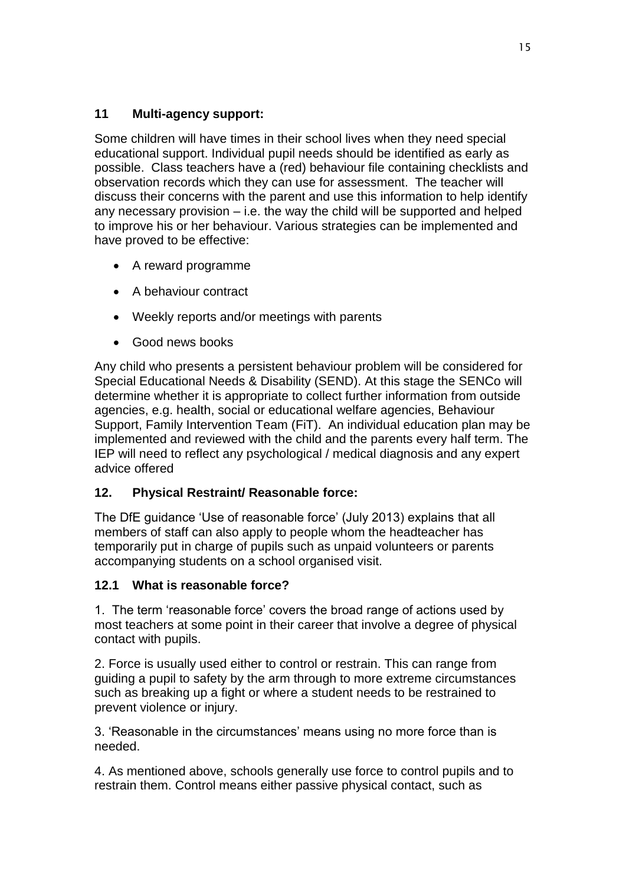## 11 Multi-agency support:

Some children will have times in their school lives when they need special educational support. Individual pupil needs should be identified as early as possible. Class teachers have a (red) behaviour file containing checklists and observation records which they can use for assessment. The teacher will discuss their concerns with the parent and use this information to help identify any necessary provision – i.e. the way the child will be supported and helped to improve his or her behaviour. Various strategies can be implemented and have proved to be effective:

- A reward programme
- A behaviour contract
- Weekly reports and/or meetings with parents
- Good news books

Any child who presents a persistent behaviour problem will be considered for Special Educational Needs & Disability (SEND). At this stage the SENCo will determine whether it is appropriate to collect further information from outside agencies, e.g. health, social or educational welfare agencies, Behaviour Support, Family Intervention Team (FiT). An individual education plan may be implemented and reviewed with the child and the parents every half term. The IEP will need to reflect any psychological / medical diagnosis and any expert advice offered

## 12. Physical Restraint/ Reasonable force:

The DfE guidance 'Use of reasonable force' (July 2013) explains that all members of staff can also apply to people whom the headteacher has temporarily put in charge of pupils such as unpaid volunteers or parents accompanying students on a school organised visit.

### 12.1 What is reasonable force?

1. The term 'reasonable force' covers the broad range of actions used by most teachers at some point in their career that involve a degree of physical contact with pupils.

2. Force is usually used either to control or restrain. This can range from guiding a pupil to safety by the arm through to more extreme circumstances such as breaking up a fight or where a student needs to be restrained to prevent violence or injury.

3. 'Reasonable in the circumstances' means using no more force than is needed.

4. As mentioned above, schools generally use force to control pupils and to restrain them. Control means either passive physical contact, such as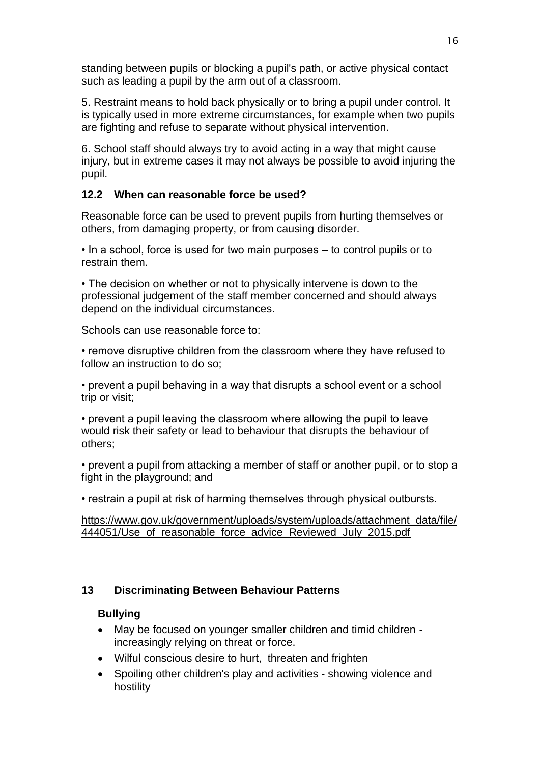standing between pupils or blocking a pupil's path, or active physical contact such as leading a pupil by the arm out of a classroom.

5. Restraint means to hold back physically or to bring a pupil under control. It is typically used in more extreme circumstances, for example when two pupils are fighting and refuse to separate without physical intervention.

6. School staff should always try to avoid acting in a way that might cause injury, but in extreme cases it may not always be possible to avoid injuring the pupil.

### 12.2 When can reasonable force be used?

Reasonable force can be used to prevent pupils from hurting themselves or others, from damaging property, or from causing disorder.

• In a school, force is used for two main purposes – to control pupils or to restrain them.

• The decision on whether or not to physically intervene is down to the professional judgement of the staff member concerned and should always depend on the individual circumstances.

Schools can use reasonable force to:

• remove disruptive children from the classroom where they have refused to follow an instruction to do so;

• prevent a pupil behaving in a way that disrupts a school event or a school trip or visit;

• prevent a pupil leaving the classroom where allowing the pupil to leave would risk their safety or lead to behaviour that disrupts the behaviour of others;

• prevent a pupil from attacking a member of staff or another pupil, or to stop a fight in the playground; and

• restrain a pupil at risk of harming themselves through physical outbursts.

https://www.gov.uk/government/uploads/system/uploads/attachment_data/file/444051/Use_of_reasonable_force_advice_Reviewed_July_2015.pdf

## 13 Discriminating Between Behaviour Patterns

**Bullying**

- May be focused on younger smaller children and timid children - increasingly relying on threat or force.
- Wilful conscious desire to hurt, threaten and frighten
- Spoiling other children's play and activities - showing violence and hostility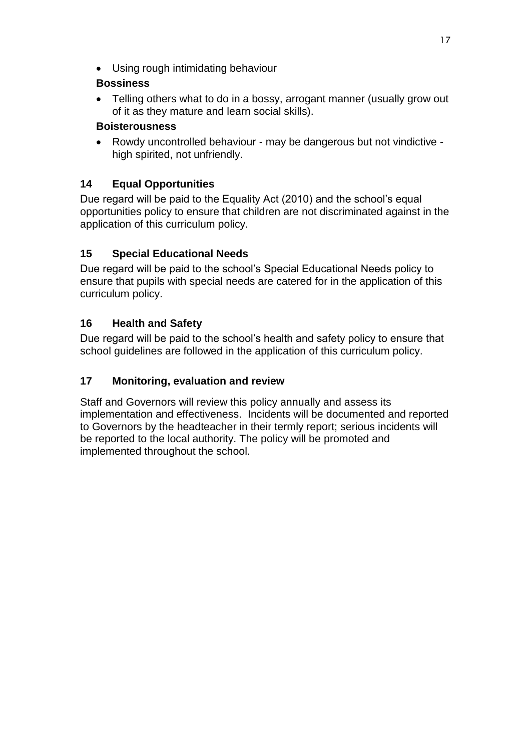- Using rough intimidating behaviour

**Bossiness**

- Telling others what to do in a bossy, arrogant manner (usually grow out of it as they mature and learn social skills).

**Boisterousness**

- Rowdy uncontrolled behaviour - may be dangerous but not vindictive - high spirited, not unfriendly.

## 14 Equal Opportunities

Due regard will be paid to the Equality Act (2010) and the school's equal opportunities policy to ensure that children are not discriminated against in the application of this curriculum policy.

## 15 Special Educational Needs

Due regard will be paid to the school's Special Educational Needs policy to ensure that pupils with special needs are catered for in the application of this curriculum policy.

## 16 Health and Safety

Due regard will be paid to the school's health and safety policy to ensure that school guidelines are followed in the application of this curriculum policy.

## 17 Monitoring, evaluation and review

Staff and Governors will review this policy annually and assess its implementation and effectiveness. Incidents will be documented and reported to Governors by the headteacher in their termly report; serious incidents will be reported to the local authority. The policy will be promoted and implemented throughout the school.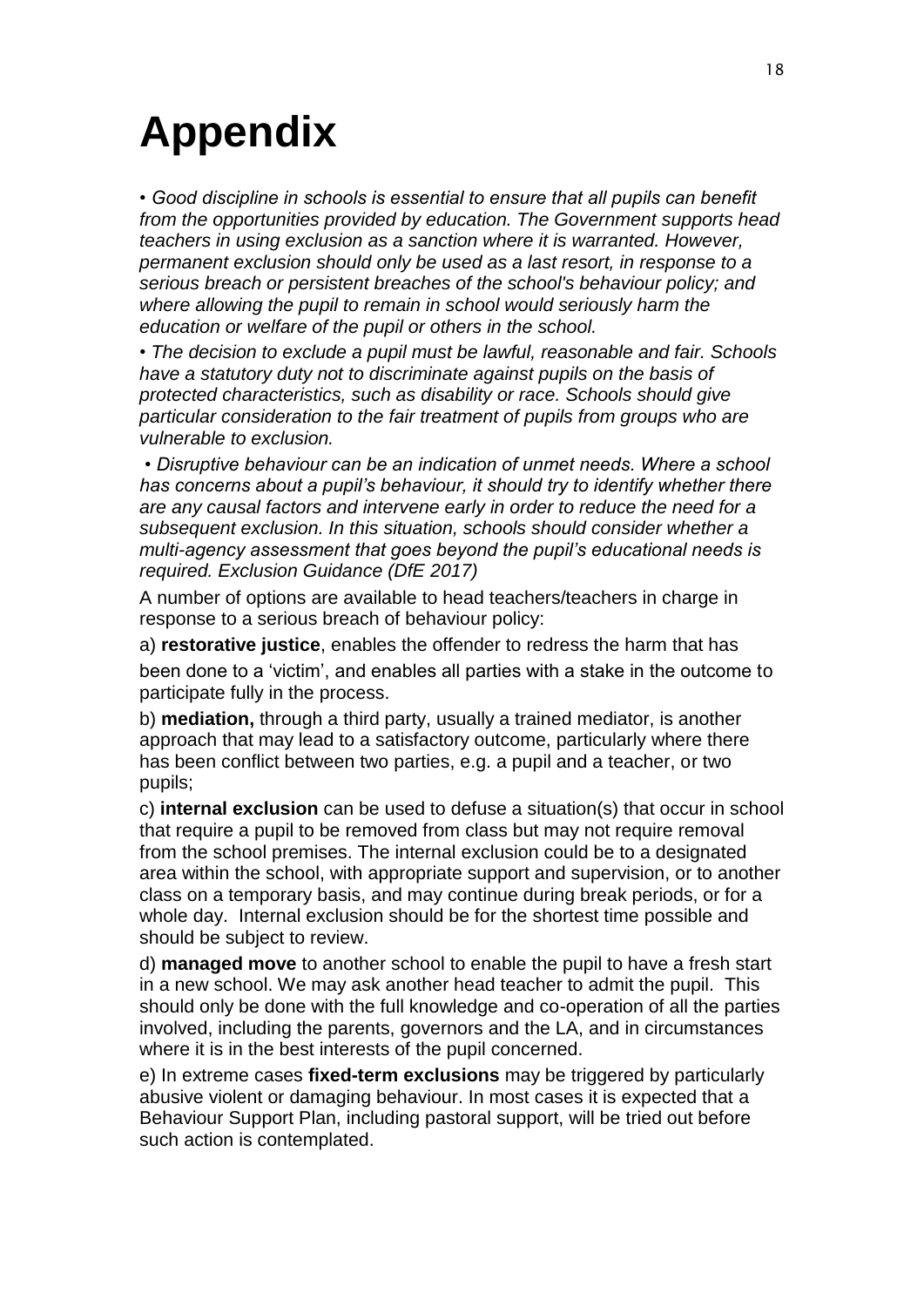# Appendix

*• Good discipline in schools is essential to ensure that all pupils can benefit from the opportunities provided by education. The Government supports head teachers in using exclusion as a sanction where it is warranted. However, permanent exclusion should only be used as a last resort, in response to a serious breach or persistent breaches of the school's behaviour policy; and where allowing the pupil to remain in school would seriously harm the education or welfare of the pupil or others in the school.*

*• The decision to exclude a pupil must be lawful, reasonable and fair. Schools have a statutory duty not to discriminate against pupils on the basis of protected characteristics, such as disability or race. Schools should give particular consideration to the fair treatment of pupils from groups who are vulnerable to exclusion.*

*• Disruptive behaviour can be an indication of unmet needs. Where a school has concerns about a pupil's behaviour, it should try to identify whether there are any causal factors and intervene early in order to reduce the need for a subsequent exclusion. In this situation, schools should consider whether a multi-agency assessment that goes beyond the pupil's educational needs is required. Exclusion Guidance (DfE 2017)*

A number of options are available to head teachers/teachers in charge in response to a serious breach of behaviour policy:

a) **restorative justice**, enables the offender to redress the harm that has been done to a 'victim', and enables all parties with a stake in the outcome to participate fully in the process.

b) **mediation,** through a third party, usually a trained mediator, is another approach that may lead to a satisfactory outcome, particularly where there has been conflict between two parties, e.g. a pupil and a teacher, or two pupils;

c) **internal exclusion** can be used to defuse a situation(s) that occur in school that require a pupil to be removed from class but may not require removal from the school premises. The internal exclusion could be to a designated area within the school, with appropriate support and supervision, or to another class on a temporary basis, and may continue during break periods, or for a whole day. Internal exclusion should be for the shortest time possible and should be subject to review.

d) **managed move** to another school to enable the pupil to have a fresh start in a new school. We may ask another head teacher to admit the pupil. This should only be done with the full knowledge and co-operation of all the parties involved, including the parents, governors and the LA, and in circumstances where it is in the best interests of the pupil concerned.

e) In extreme cases **fixed-term exclusions** may be triggered by particularly abusive violent or damaging behaviour. In most cases it is expected that a Behaviour Support Plan, including pastoral support, will be tried out before such action is contemplated.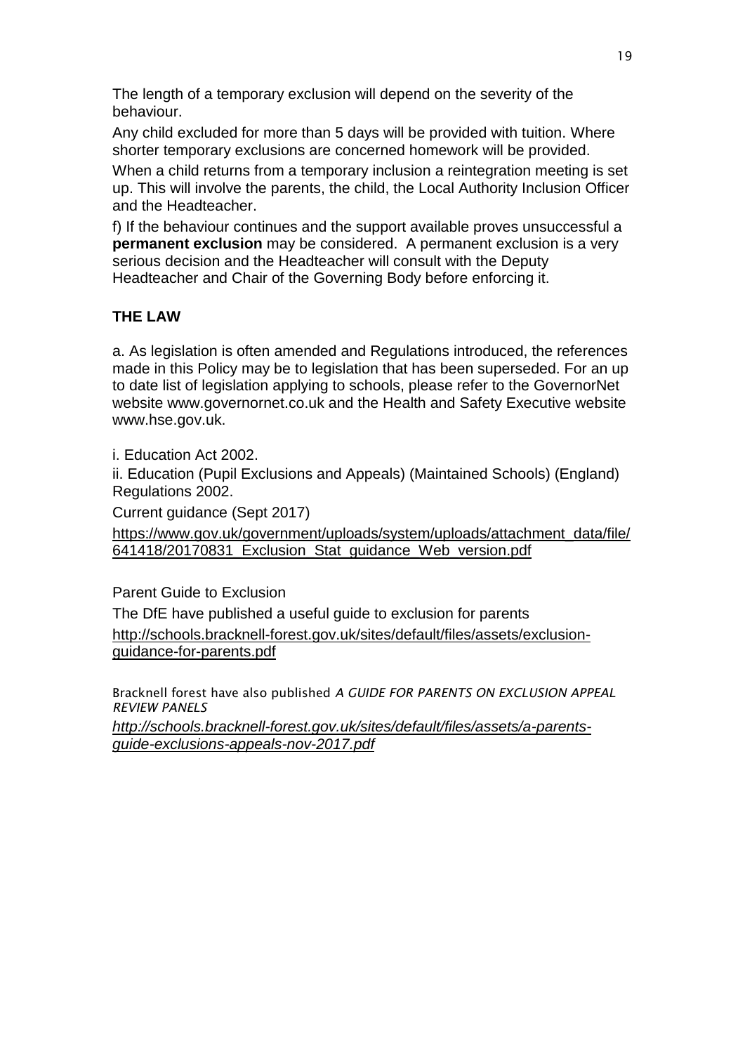The length of a temporary exclusion will depend on the severity of the behaviour.

Any child excluded for more than 5 days will be provided with tuition. Where shorter temporary exclusions are concerned homework will be provided.

When a child returns from a temporary inclusion a reintegration meeting is set up. This will involve the parents, the child, the Local Authority Inclusion Officer and the Headteacher.

f) If the behaviour continues and the support available proves unsuccessful a **permanent exclusion** may be considered. A permanent exclusion is a very serious decision and the Headteacher will consult with the Deputy Headteacher and Chair of the Governing Body before enforcing it.

## THE LAW

a. As legislation is often amended and Regulations introduced, the references made in this Policy may be to legislation that has been superseded. For an up to date list of legislation applying to schools, please refer to the GovernorNet website www.governornet.co.uk and the Health and Safety Executive website www.hse.gov.uk.

i. Education Act 2002.

ii. Education (Pupil Exclusions and Appeals) (Maintained Schools) (England) Regulations 2002.

Current guidance (Sept 2017)

https://www.gov.uk/government/uploads/system/uploads/attachment_data/file/641418/20170831_Exclusion_Stat_guidance_Web_version.pdf

Parent Guide to Exclusion

The DfE have published a useful guide to exclusion for parents

http://schools.bracknell-forest.gov.uk/sites/default/files/assets/exclusion-guidance-for-parents.pdf

Bracknell forest have also published *A GUIDE FOR PARENTS ON EXCLUSION APPEAL REVIEW PANELS*

*http://schools.bracknell-forest.gov.uk/sites/default/files/assets/a-parents-guide-exclusions-appeals-nov-2017.pdf*